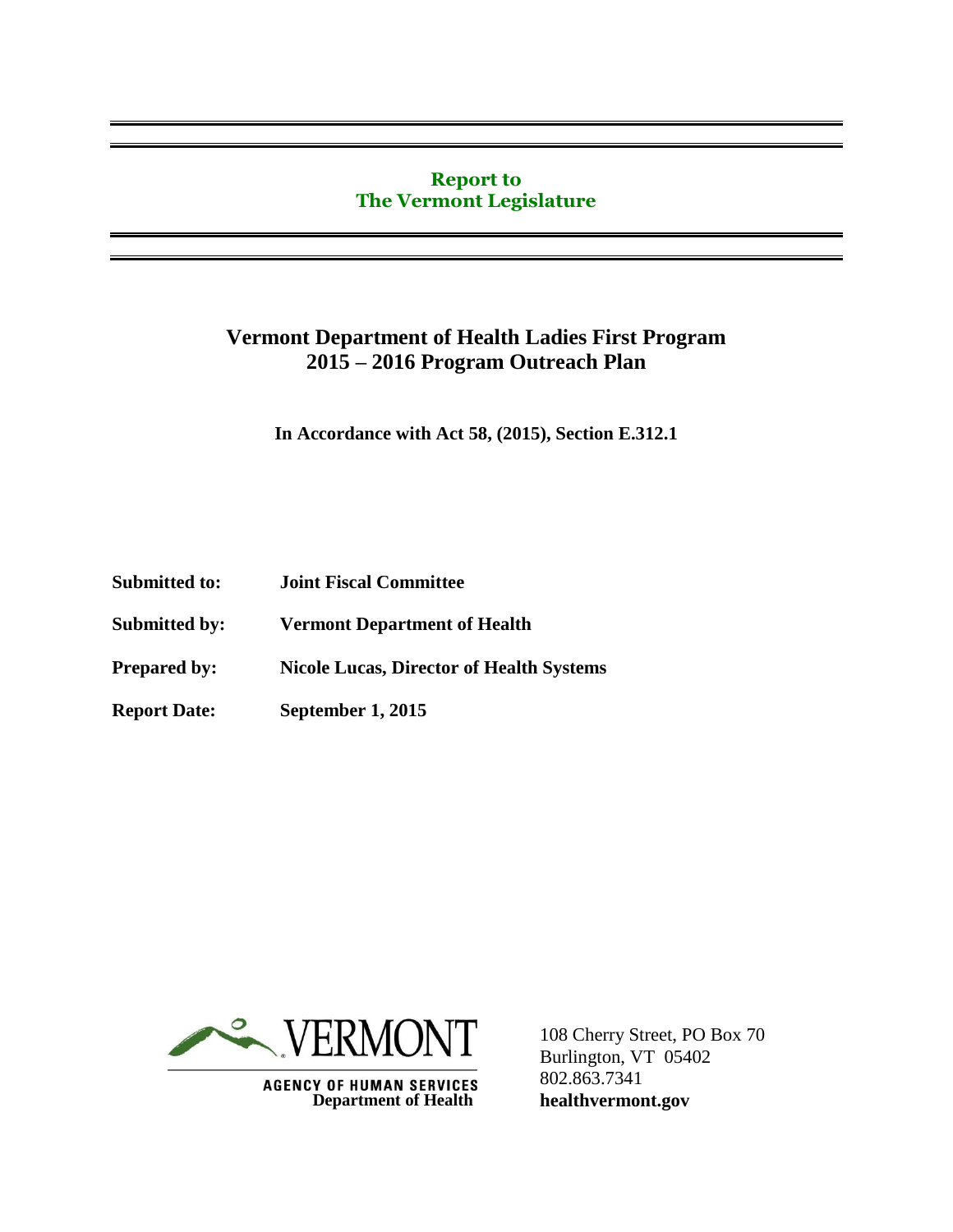**Report to**
**The Vermont Legislature**

# Vermont Department of Health Ladies First Program 2015 – 2016 Program Outreach Plan

**In Accordance with Act 58, (2015), Section E.312.1**

**Submitted to:** **Joint Fiscal Committee**

**Submitted by:** **Vermont Department of Health**

**Prepared by:** **Nicole Lucas, Director of Health Systems**

**Report Date:** **September 1, 2015**

VERMONT
AGENCY OF HUMAN SERVICES
Department of Health

108 Cherry Street, PO Box 70
Burlington, VT 05402
802.863.7341
**healthvermont.gov**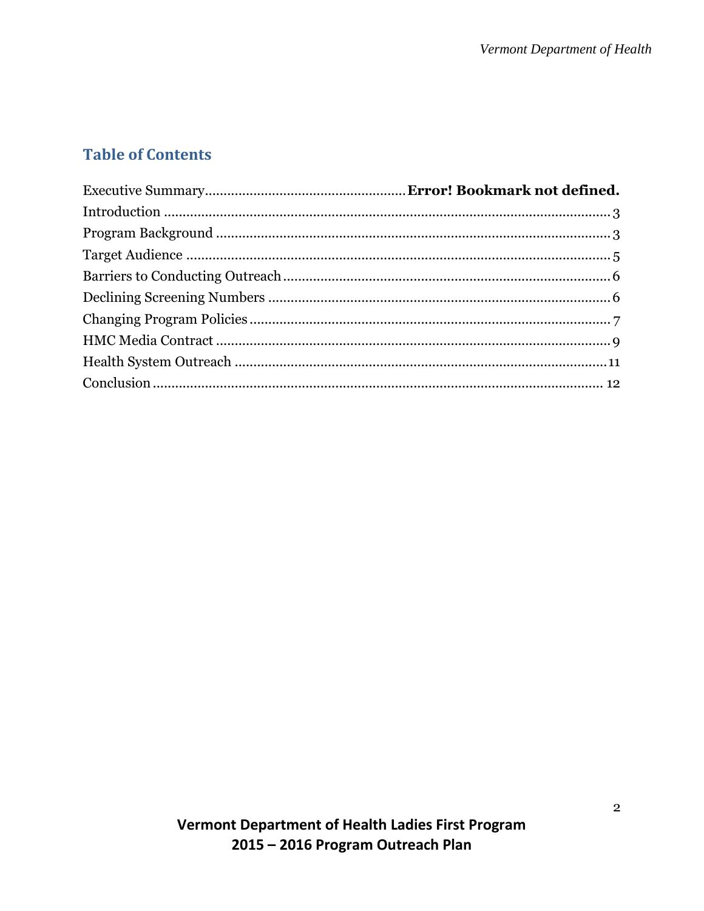## Table of Contents

Executive Summary....................................................**Error! Bookmark not defined.**
Introduction .......................................................................................................3
Program Background ...........................................................................................3
Target Audience ....................................................................................................5
Barriers to Conducting Outreach ..........................................................................6
Declining Screening Numbers ...............................................................................6
Changing Program Policies ...................................................................................7
HMC Media Contract ...........................................................................................9
Health System Outreach .....................................................................................11
Conclusion .........................................................................................................12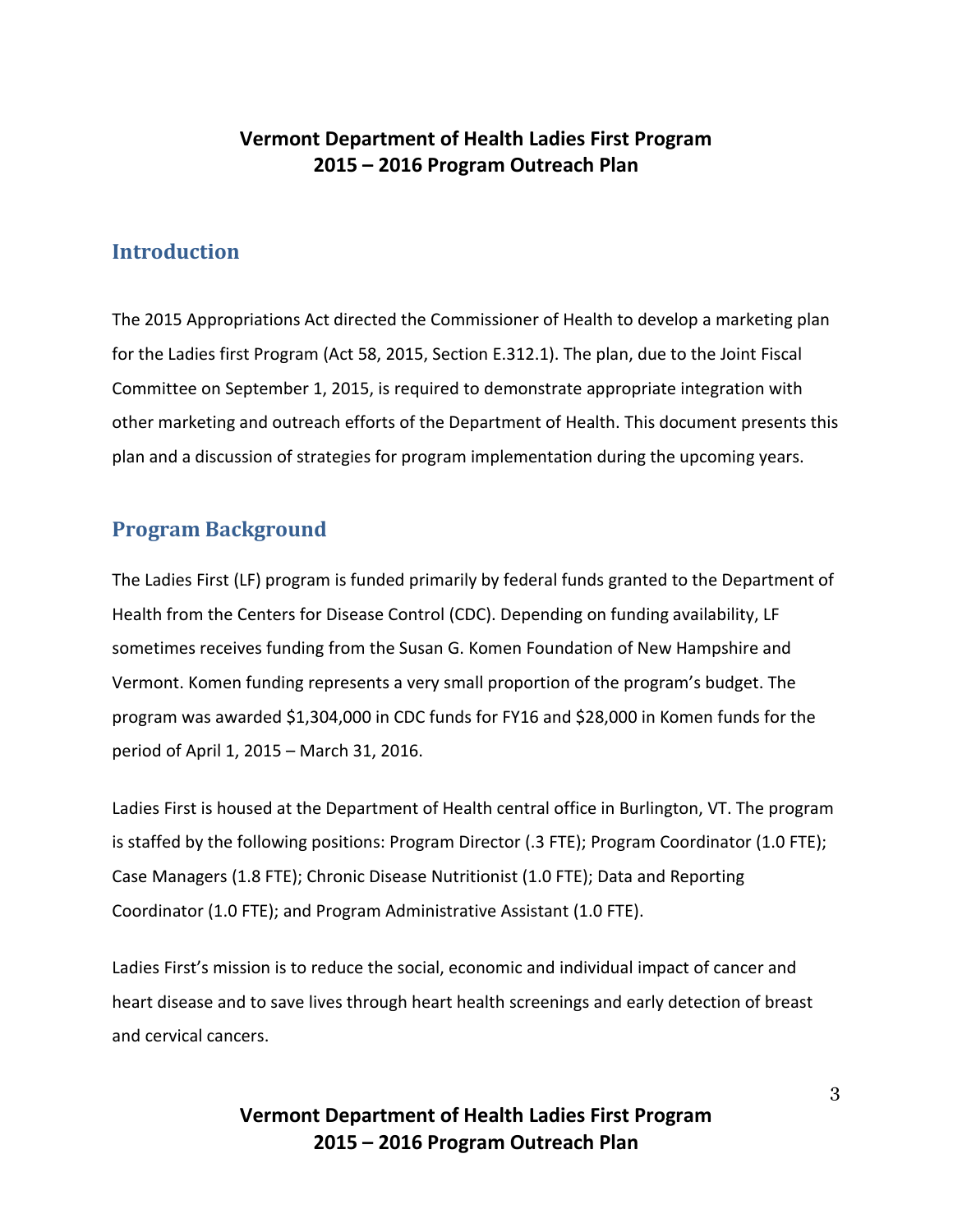## Introduction

The 2015 Appropriations Act directed the Commissioner of Health to develop a marketing plan for the Ladies first Program (Act 58, 2015, Section E.312.1). The plan, due to the Joint Fiscal Committee on September 1, 2015, is required to demonstrate appropriate integration with other marketing and outreach efforts of the Department of Health. This document presents this plan and a discussion of strategies for program implementation during the upcoming years.

## Program Background

The Ladies First (LF) program is funded primarily by federal funds granted to the Department of Health from the Centers for Disease Control (CDC). Depending on funding availability, LF sometimes receives funding from the Susan G. Komen Foundation of New Hampshire and Vermont. Komen funding represents a very small proportion of the program's budget. The program was awarded $1,304,000 in CDC funds for FY16 and $28,000 in Komen funds for the period of April 1, 2015 – March 31, 2016.

Ladies First is housed at the Department of Health central office in Burlington, VT. The program is staffed by the following positions: Program Director (.3 FTE); Program Coordinator (1.0 FTE); Case Managers (1.8 FTE); Chronic Disease Nutritionist (1.0 FTE); Data and Reporting Coordinator (1.0 FTE); and Program Administrative Assistant (1.0 FTE).

Ladies First's mission is to reduce the social, economic and individual impact of cancer and heart disease and to save lives through heart health screenings and early detection of breast and cervical cancers.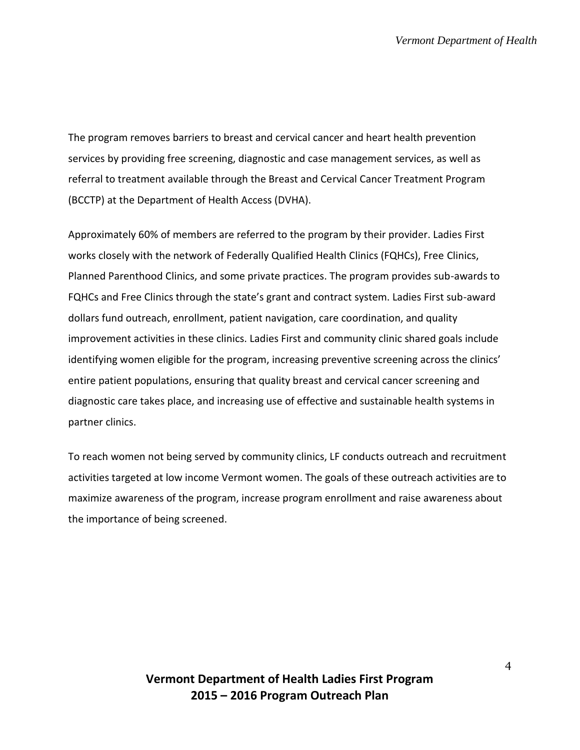The program removes barriers to breast and cervical cancer and heart health prevention services by providing free screening, diagnostic and case management services, as well as referral to treatment available through the Breast and Cervical Cancer Treatment Program (BCCTP) at the Department of Health Access (DVHA).

Approximately 60% of members are referred to the program by their provider. Ladies First works closely with the network of Federally Qualified Health Clinics (FQHCs), Free Clinics, Planned Parenthood Clinics, and some private practices. The program provides sub-awards to FQHCs and Free Clinics through the state's grant and contract system. Ladies First sub-award dollars fund outreach, enrollment, patient navigation, care coordination, and quality improvement activities in these clinics. Ladies First and community clinic shared goals include identifying women eligible for the program, increasing preventive screening across the clinics' entire patient populations, ensuring that quality breast and cervical cancer screening and diagnostic care takes place, and increasing use of effective and sustainable health systems in partner clinics.

To reach women not being served by community clinics, LF conducts outreach and recruitment activities targeted at low income Vermont women. The goals of these outreach activities are to maximize awareness of the program, increase program enrollment and raise awareness about the importance of being screened.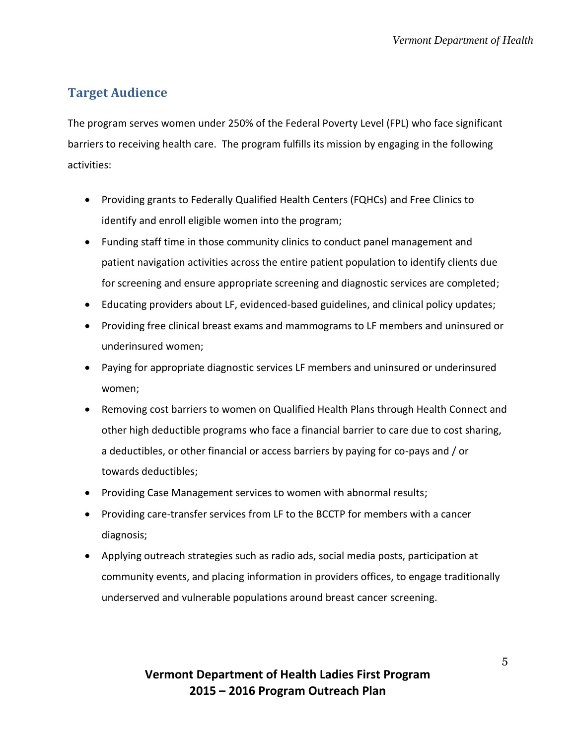## Target Audience

The program serves women under 250% of the Federal Poverty Level (FPL) who face significant barriers to receiving health care. The program fulfills its mission by engaging in the following activities:

- Providing grants to Federally Qualified Health Centers (FQHCs) and Free Clinics to identify and enroll eligible women into the program;
- Funding staff time in those community clinics to conduct panel management and patient navigation activities across the entire patient population to identify clients due for screening and ensure appropriate screening and diagnostic services are completed;
- Educating providers about LF, evidenced-based guidelines, and clinical policy updates;
- Providing free clinical breast exams and mammograms to LF members and uninsured or underinsured women;
- Paying for appropriate diagnostic services LF members and uninsured or underinsured women;
- Removing cost barriers to women on Qualified Health Plans through Health Connect and other high deductible programs who face a financial barrier to care due to cost sharing, a deductibles, or other financial or access barriers by paying for co-pays and / or towards deductibles;
- Providing Case Management services to women with abnormal results;
- Providing care-transfer services from LF to the BCCTP for members with a cancer diagnosis;
- Applying outreach strategies such as radio ads, social media posts, participation at community events, and placing information in providers offices, to engage traditionally underserved and vulnerable populations around breast cancer screening.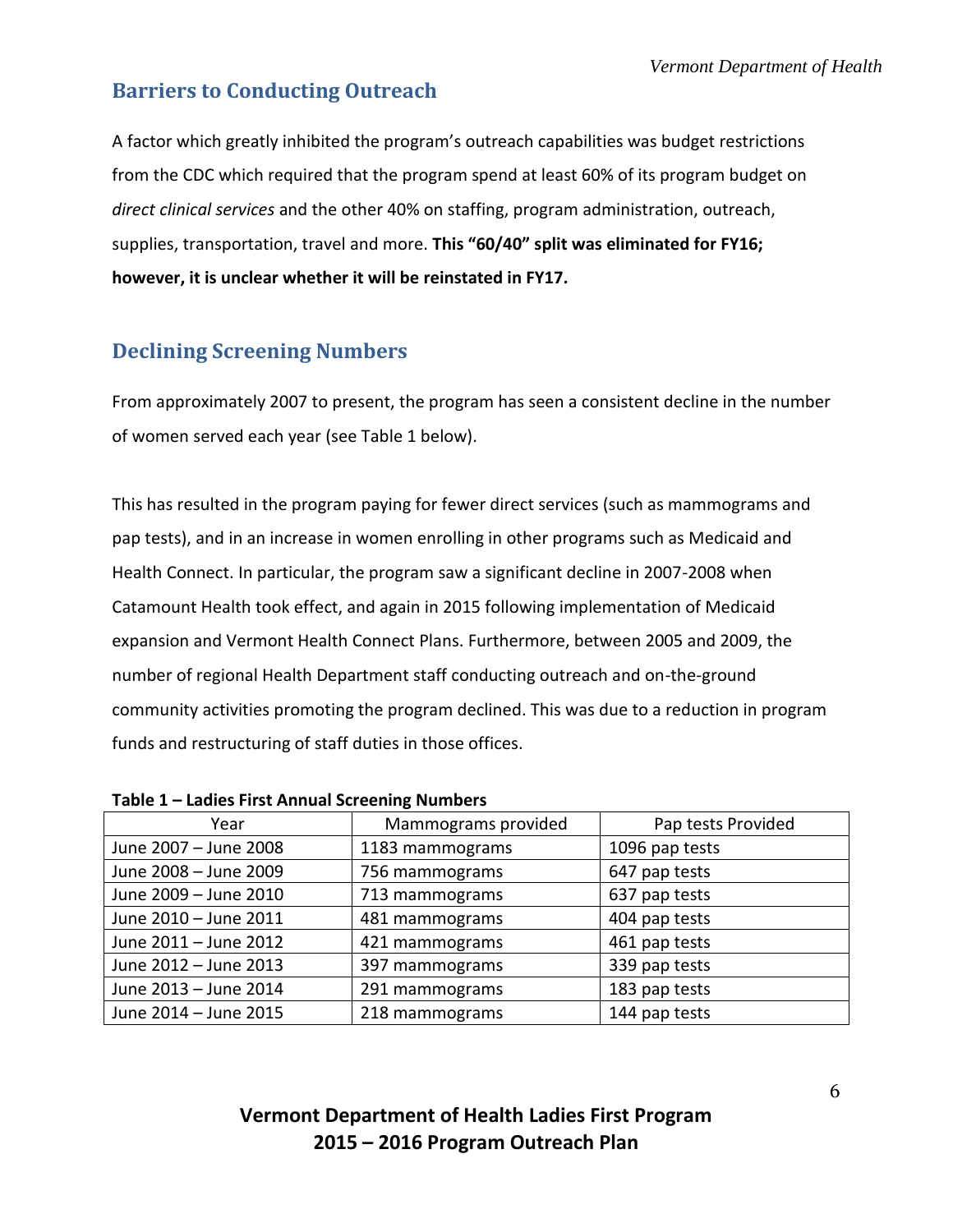## Barriers to Conducting Outreach

A factor which greatly inhibited the program's outreach capabilities was budget restrictions from the CDC which required that the program spend at least 60% of its program budget on *direct clinical services* and the other 40% on staffing, program administration, outreach, supplies, transportation, travel and more. **This "60/40" split was eliminated for FY16; however, it is unclear whether it will be reinstated in FY17.**

## Declining Screening Numbers

From approximately 2007 to present, the program has seen a consistent decline in the number of women served each year (see Table 1 below).

This has resulted in the program paying for fewer direct services (such as mammograms and pap tests), and in an increase in women enrolling in other programs such as Medicaid and Health Connect. In particular, the program saw a significant decline in 2007-2008 when Catamount Health took effect, and again in 2015 following implementation of Medicaid expansion and Vermont Health Connect Plans. Furthermore, between 2005 and 2009, the number of regional Health Department staff conducting outreach and on-the-ground community activities promoting the program declined. This was due to a reduction in program funds and restructuring of staff duties in those offices.

**Table 1 – Ladies First Annual Screening Numbers**

| Year | Mammograms provided | Pap tests Provided |
|---|---|---|
| June 2007 – June 2008 | 1183 mammograms | 1096 pap tests |
| June 2008 – June 2009 | 756 mammograms | 647 pap tests |
| June 2009 – June 2010 | 713 mammograms | 637 pap tests |
| June 2010 – June 2011 | 481 mammograms | 404 pap tests |
| June 2011 – June 2012 | 421 mammograms | 461 pap tests |
| June 2012 – June 2013 | 397 mammograms | 339 pap tests |
| June 2013 – June 2014 | 291 mammograms | 183 pap tests |
| June 2014 – June 2015 | 218 mammograms | 144 pap tests |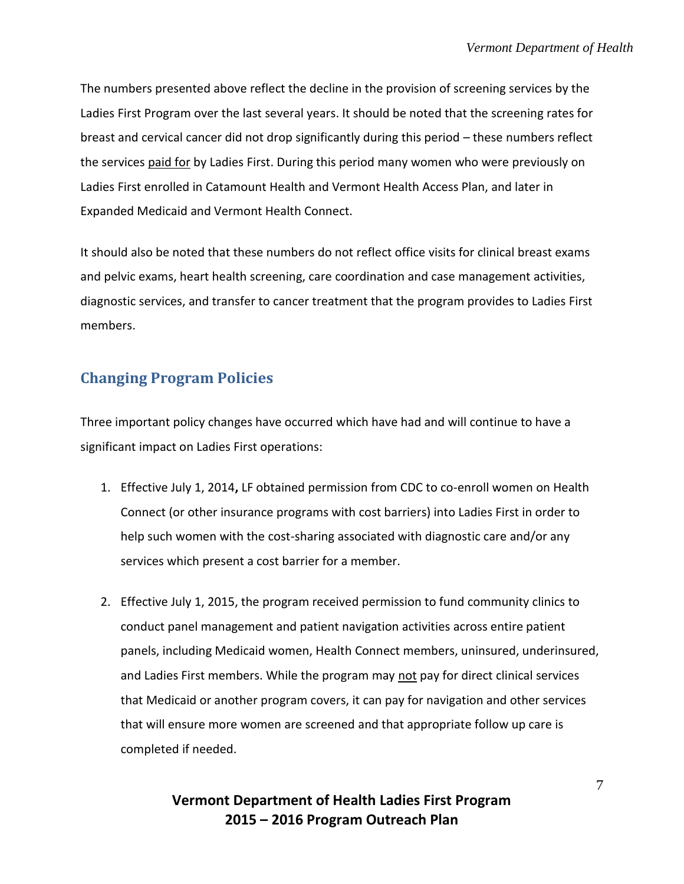The numbers presented above reflect the decline in the provision of screening services by the Ladies First Program over the last several years. It should be noted that the screening rates for breast and cervical cancer did not drop significantly during this period – these numbers reflect the services paid for by Ladies First. During this period many women who were previously on Ladies First enrolled in Catamount Health and Vermont Health Access Plan, and later in Expanded Medicaid and Vermont Health Connect.

It should also be noted that these numbers do not reflect office visits for clinical breast exams and pelvic exams, heart health screening, care coordination and case management activities, diagnostic services, and transfer to cancer treatment that the program provides to Ladies First members.

## Changing Program Policies

Three important policy changes have occurred which have had and will continue to have a significant impact on Ladies First operations:

1. Effective July 1, 2014**,** LF obtained permission from CDC to co-enroll women on Health Connect (or other insurance programs with cost barriers) into Ladies First in order to help such women with the cost-sharing associated with diagnostic care and/or any services which present a cost barrier for a member.

2. Effective July 1, 2015, the program received permission to fund community clinics to conduct panel management and patient navigation activities across entire patient panels, including Medicaid women, Health Connect members, uninsured, underinsured, and Ladies First members. While the program may not pay for direct clinical services that Medicaid or another program covers, it can pay for navigation and other services that will ensure more women are screened and that appropriate follow up care is completed if needed.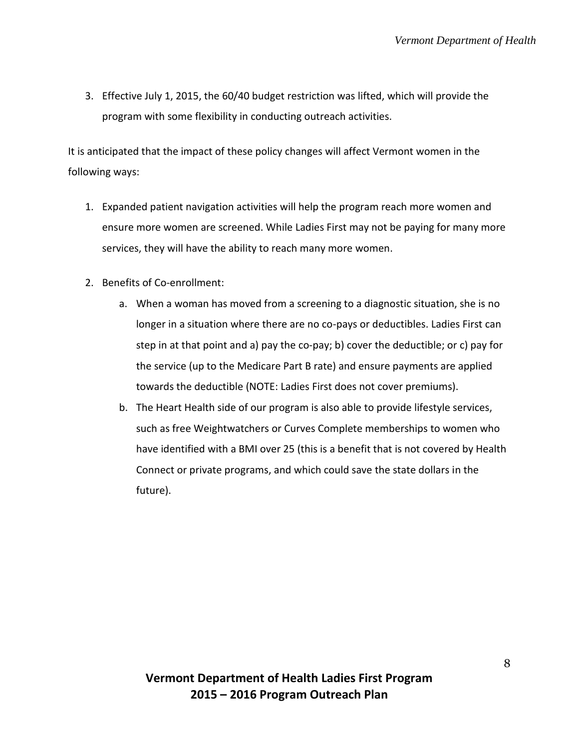3. Effective July 1, 2015, the 60/40 budget restriction was lifted, which will provide the program with some flexibility in conducting outreach activities.

It is anticipated that the impact of these policy changes will affect Vermont women in the following ways:

1. Expanded patient navigation activities will help the program reach more women and ensure more women are screened. While Ladies First may not be paying for many more services, they will have the ability to reach many more women.

2. Benefits of Co-enrollment:
   a. When a woman has moved from a screening to a diagnostic situation, she is no longer in a situation where there are no co-pays or deductibles. Ladies First can step in at that point and a) pay the co-pay; b) cover the deductible; or c) pay for the service (up to the Medicare Part B rate) and ensure payments are applied towards the deductible (NOTE: Ladies First does not cover premiums).
   b. The Heart Health side of our program is also able to provide lifestyle services, such as free Weightwatchers or Curves Complete memberships to women who have identified with a BMI over 25 (this is a benefit that is not covered by Health Connect or private programs, and which could save the state dollars in the future).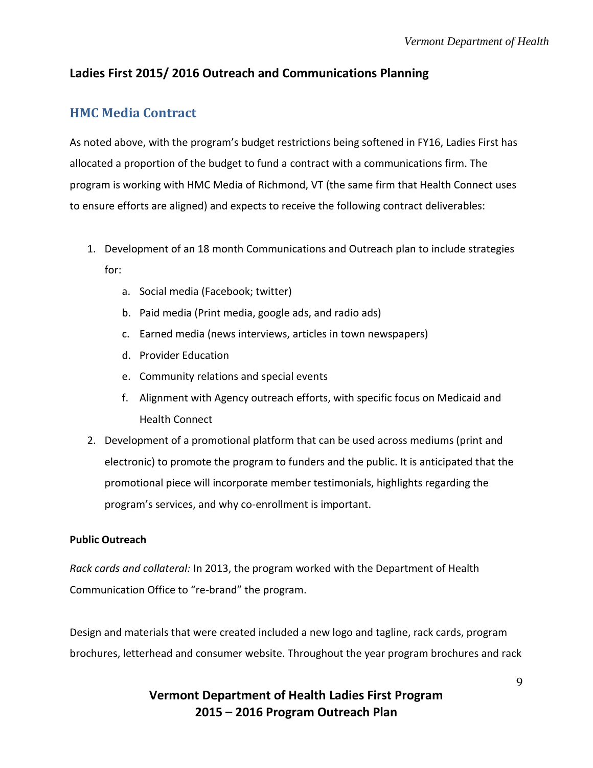## Ladies First 2015/ 2016 Outreach and Communications Planning

### HMC Media Contract

As noted above, with the program's budget restrictions being softened in FY16, Ladies First has allocated a proportion of the budget to fund a contract with a communications firm. The program is working with HMC Media of Richmond, VT (the same firm that Health Connect uses to ensure efforts are aligned) and expects to receive the following contract deliverables:

1. Development of an 18 month Communications and Outreach plan to include strategies for:
    a. Social media (Facebook; twitter)
    b. Paid media (Print media, google ads, and radio ads)
    c. Earned media (news interviews, articles in town newspapers)
    d. Provider Education
    e. Community relations and special events
    f. Alignment with Agency outreach efforts, with specific focus on Medicaid and Health Connect
2. Development of a promotional platform that can be used across mediums (print and electronic) to promote the program to funders and the public. It is anticipated that the promotional piece will incorporate member testimonials, highlights regarding the program's services, and why co-enrollment is important.

**Public Outreach**

*Rack cards and collateral:* In 2013, the program worked with the Department of Health Communication Office to "re-brand" the program.

Design and materials that were created included a new logo and tagline, rack cards, program brochures, letterhead and consumer website. Throughout the year program brochures and rack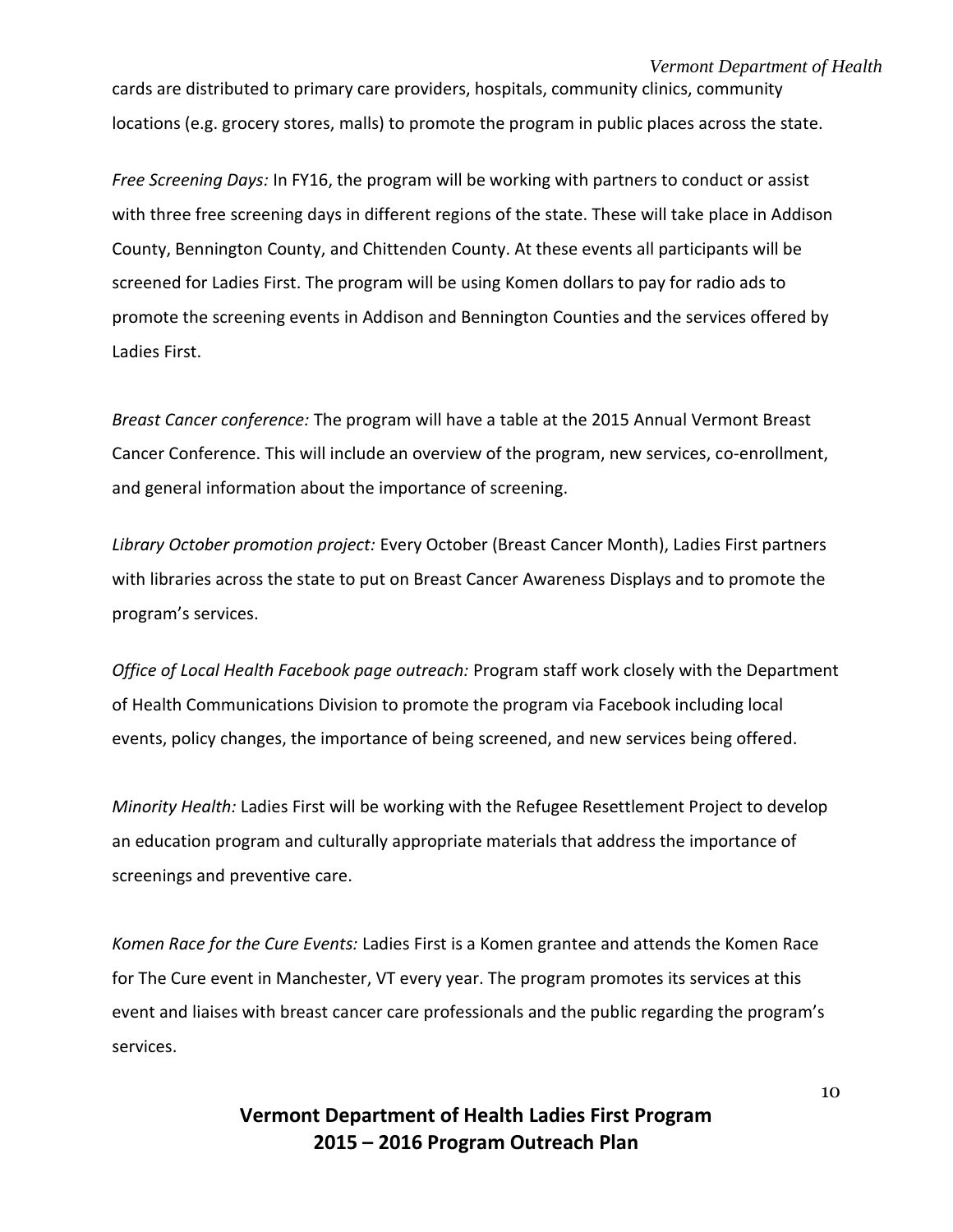cards are distributed to primary care providers, hospitals, community clinics, community locations (e.g. grocery stores, malls) to promote the program in public places across the state.

*Free Screening Days:* In FY16, the program will be working with partners to conduct or assist with three free screening days in different regions of the state. These will take place in Addison County, Bennington County, and Chittenden County. At these events all participants will be screened for Ladies First. The program will be using Komen dollars to pay for radio ads to promote the screening events in Addison and Bennington Counties and the services offered by Ladies First.

*Breast Cancer conference:* The program will have a table at the 2015 Annual Vermont Breast Cancer Conference. This will include an overview of the program, new services, co-enrollment, and general information about the importance of screening.

*Library October promotion project:* Every October (Breast Cancer Month), Ladies First partners with libraries across the state to put on Breast Cancer Awareness Displays and to promote the program's services.

*Office of Local Health Facebook page outreach:* Program staff work closely with the Department of Health Communications Division to promote the program via Facebook including local events, policy changes, the importance of being screened, and new services being offered.

*Minority Health:* Ladies First will be working with the Refugee Resettlement Project to develop an education program and culturally appropriate materials that address the importance of screenings and preventive care.

*Komen Race for the Cure Events:* Ladies First is a Komen grantee and attends the Komen Race for The Cure event in Manchester, VT every year. The program promotes its services at this event and liaises with breast cancer care professionals and the public regarding the program's services.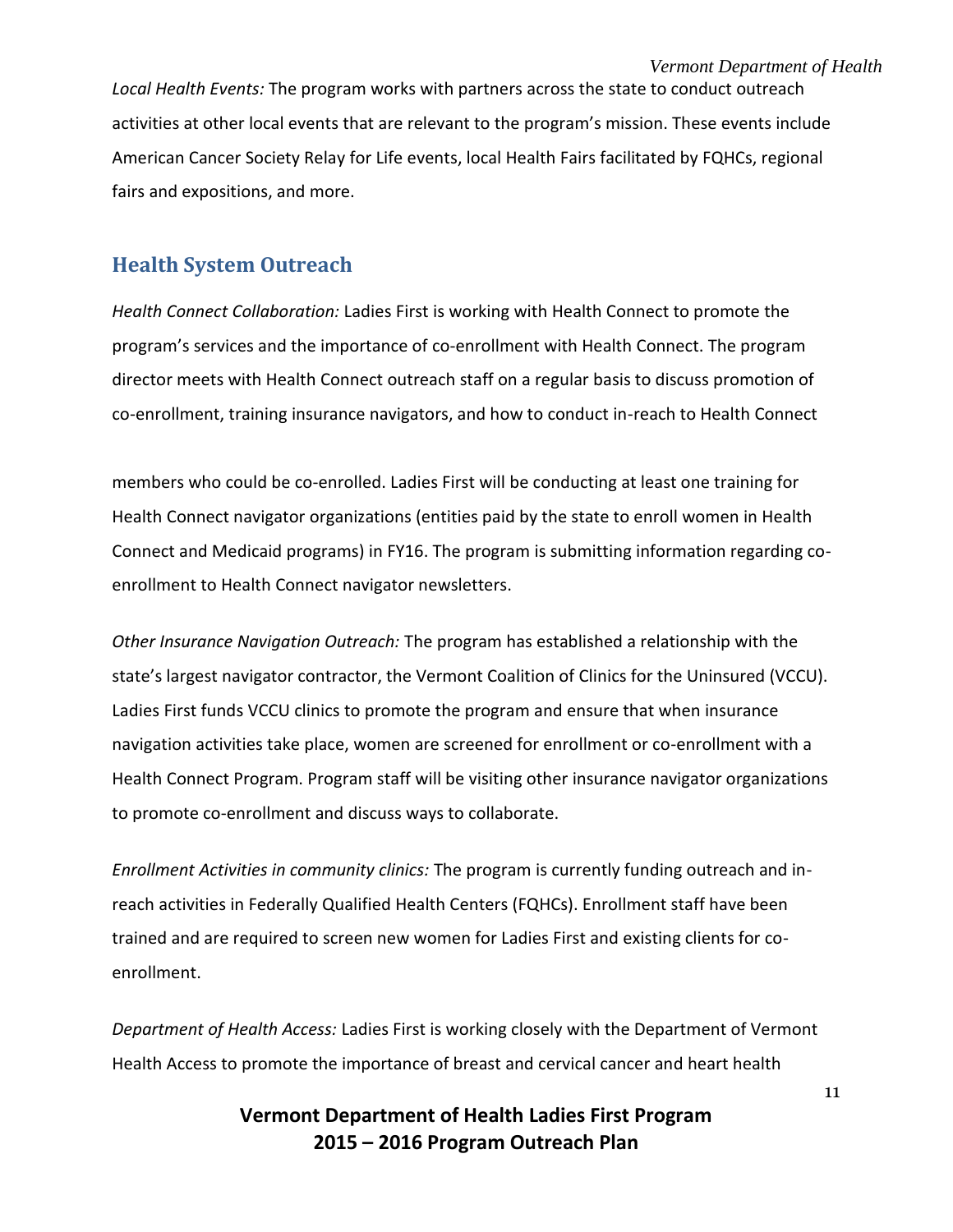*Local Health Events:* The program works with partners across the state to conduct outreach activities at other local events that are relevant to the program's mission. These events include American Cancer Society Relay for Life events, local Health Fairs facilitated by FQHCs, regional fairs and expositions, and more.

## Health System Outreach

*Health Connect Collaboration:* Ladies First is working with Health Connect to promote the program's services and the importance of co-enrollment with Health Connect. The program director meets with Health Connect outreach staff on a regular basis to discuss promotion of co-enrollment, training insurance navigators, and how to conduct in-reach to Health Connect members who could be co-enrolled. Ladies First will be conducting at least one training for Health Connect navigator organizations (entities paid by the state to enroll women in Health Connect and Medicaid programs) in FY16. The program is submitting information regarding co-enrollment to Health Connect navigator newsletters.

*Other Insurance Navigation Outreach:* The program has established a relationship with the state's largest navigator contractor, the Vermont Coalition of Clinics for the Uninsured (VCCU). Ladies First funds VCCU clinics to promote the program and ensure that when insurance navigation activities take place, women are screened for enrollment or co-enrollment with a Health Connect Program. Program staff will be visiting other insurance navigator organizations to promote co-enrollment and discuss ways to collaborate.

*Enrollment Activities in community clinics:* The program is currently funding outreach and in-reach activities in Federally Qualified Health Centers (FQHCs). Enrollment staff have been trained and are required to screen new women for Ladies First and existing clients for co-enrollment.

*Department of Health Access:* Ladies First is working closely with the Department of Vermont Health Access to promote the importance of breast and cervical cancer and heart health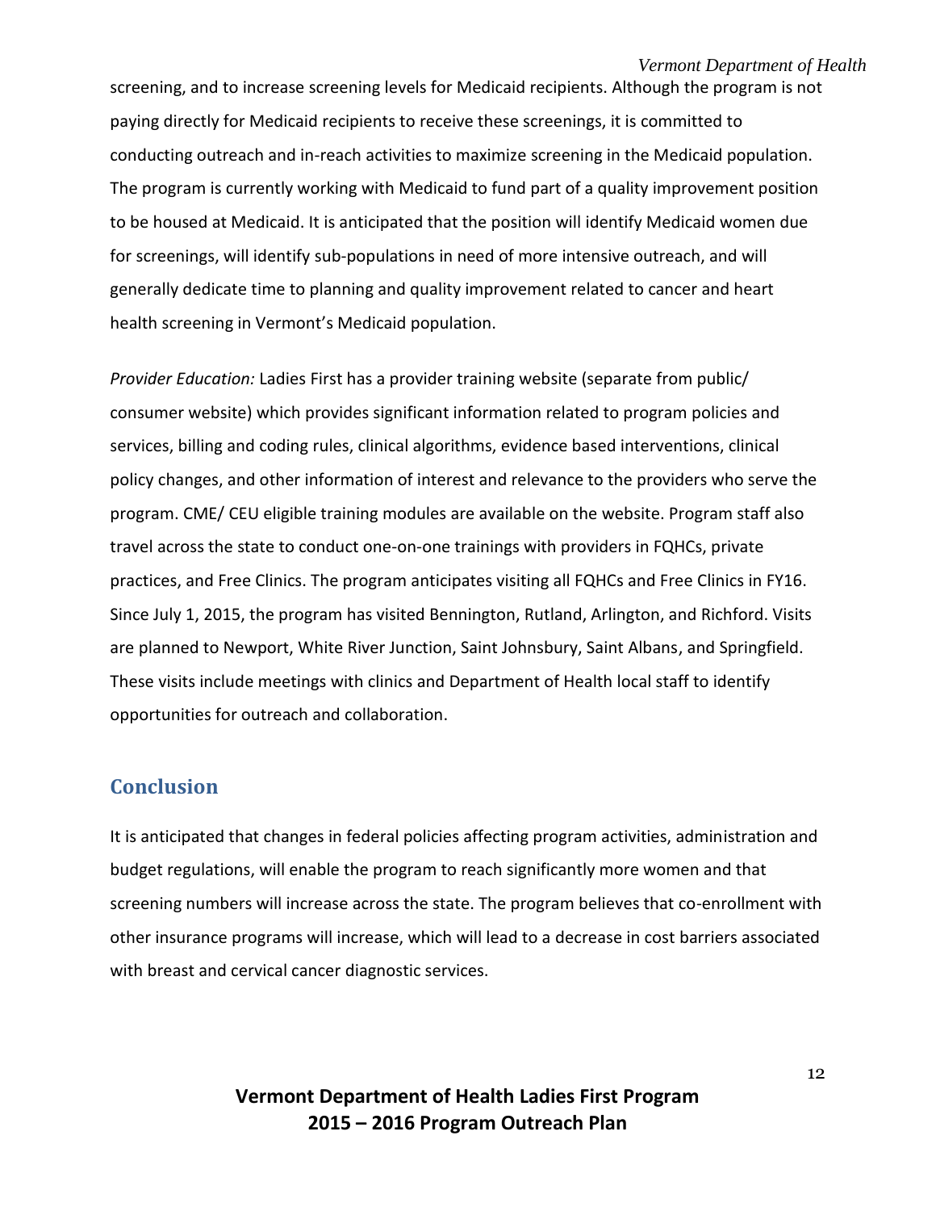screening, and to increase screening levels for Medicaid recipients. Although the program is not paying directly for Medicaid recipients to receive these screenings, it is committed to conducting outreach and in-reach activities to maximize screening in the Medicaid population. The program is currently working with Medicaid to fund part of a quality improvement position to be housed at Medicaid. It is anticipated that the position will identify Medicaid women due for screenings, will identify sub-populations in need of more intensive outreach, and will generally dedicate time to planning and quality improvement related to cancer and heart health screening in Vermont's Medicaid population.

*Provider Education:* Ladies First has a provider training website (separate from public/ consumer website) which provides significant information related to program policies and services, billing and coding rules, clinical algorithms, evidence based interventions, clinical policy changes, and other information of interest and relevance to the providers who serve the program. CME/ CEU eligible training modules are available on the website. Program staff also travel across the state to conduct one-on-one trainings with providers in FQHCs, private practices, and Free Clinics. The program anticipates visiting all FQHCs and Free Clinics in FY16. Since July 1, 2015, the program has visited Bennington, Rutland, Arlington, and Richford. Visits are planned to Newport, White River Junction, Saint Johnsbury, Saint Albans, and Springfield. These visits include meetings with clinics and Department of Health local staff to identify opportunities for outreach and collaboration.

## Conclusion

It is anticipated that changes in federal policies affecting program activities, administration and budget regulations, will enable the program to reach significantly more women and that screening numbers will increase across the state. The program believes that co-enrollment with other insurance programs will increase, which will lead to a decrease in cost barriers associated with breast and cervical cancer diagnostic services.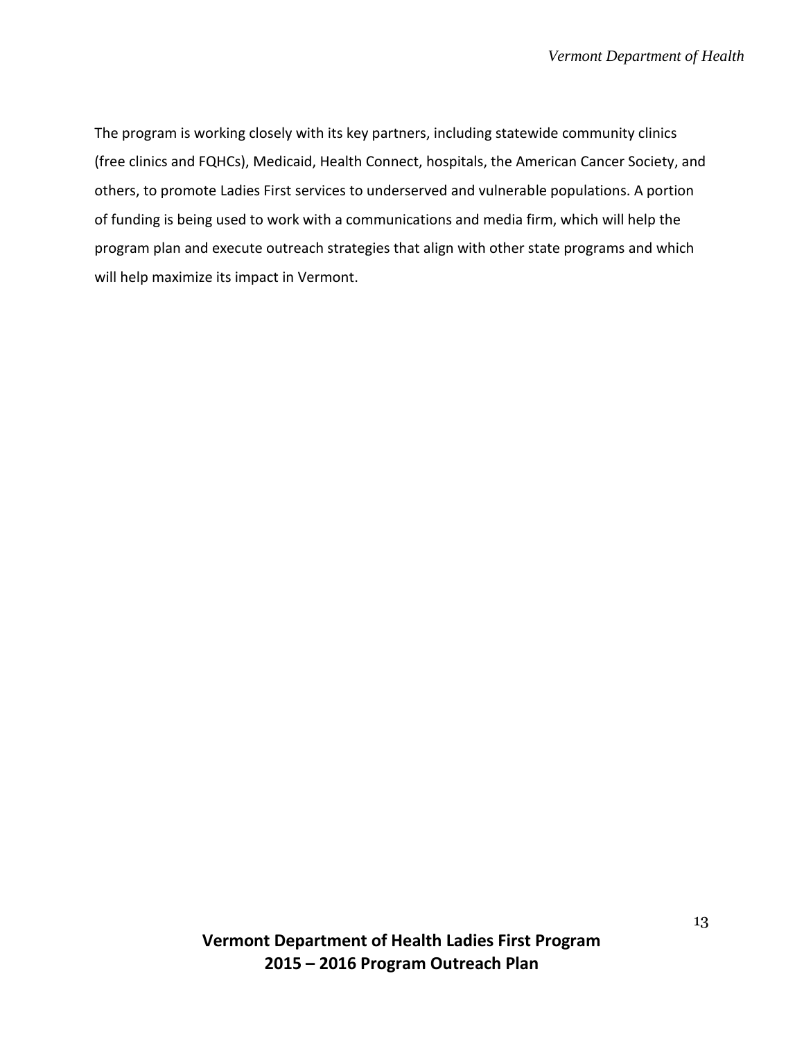The program is working closely with its key partners, including statewide community clinics (free clinics and FQHCs), Medicaid, Health Connect, hospitals, the American Cancer Society, and others, to promote Ladies First services to underserved and vulnerable populations. A portion of funding is being used to work with a communications and media firm, which will help the program plan and execute outreach strategies that align with other state programs and which will help maximize its impact in Vermont.